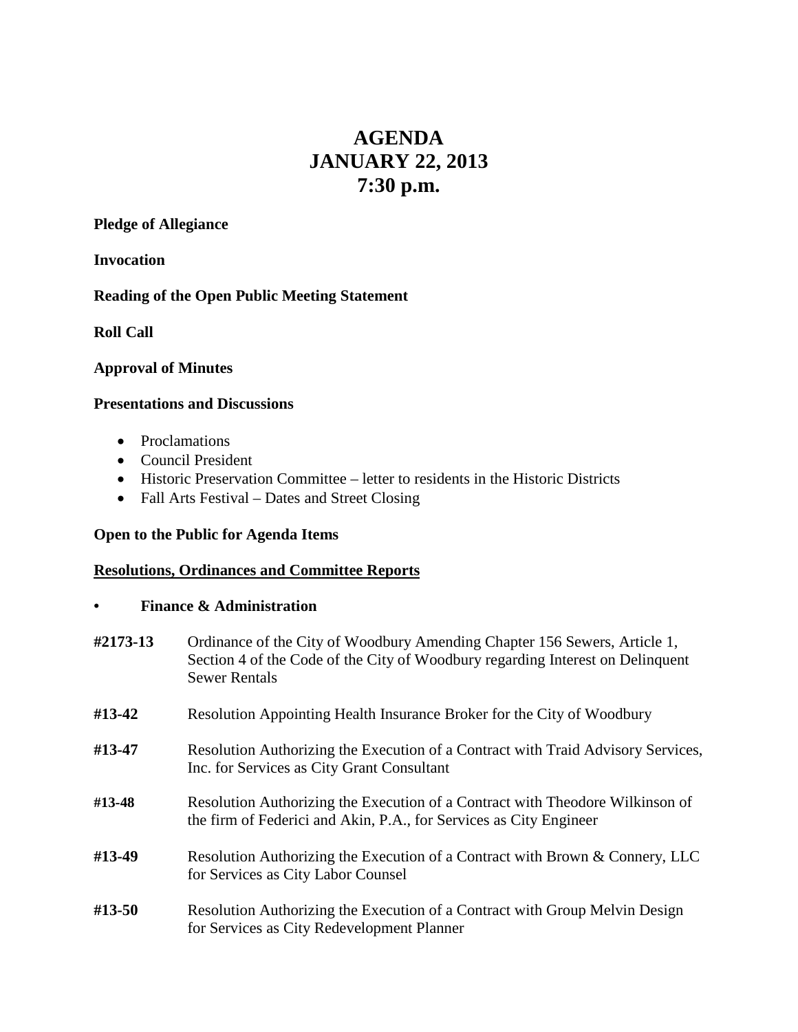# AGENDA
# JANUARY 22, 2013
# 7:30 p.m.

**Pledge of Allegiance**

**Invocation**

**Reading of the Open Public Meeting Statement**

**Roll Call**

**Approval of Minutes**

**Presentations and Discussions**

- Proclamations
- Council President
- Historic Preservation Committee – letter to residents in the Historic Districts
- Fall Arts Festival – Dates and Street Closing

**Open to the Public for Agenda Items**

**Resolutions, Ordinances and Committee Reports**

- **Finance & Administration**

**#2173-13** Ordinance of the City of Woodbury Amending Chapter 156 Sewers, Article 1, Section 4 of the Code of the City of Woodbury regarding Interest on Delinquent Sewer Rentals

**#13-42** Resolution Appointing Health Insurance Broker for the City of Woodbury

**#13-47** Resolution Authorizing the Execution of a Contract with Traid Advisory Services, Inc. for Services as City Grant Consultant

**#13-48** Resolution Authorizing the Execution of a Contract with Theodore Wilkinson of the firm of Federici and Akin, P.A., for Services as City Engineer

**#13-49** Resolution Authorizing the Execution of a Contract with Brown & Connery, LLC for Services as City Labor Counsel

**#13-50** Resolution Authorizing the Execution of a Contract with Group Melvin Design for Services as City Redevelopment Planner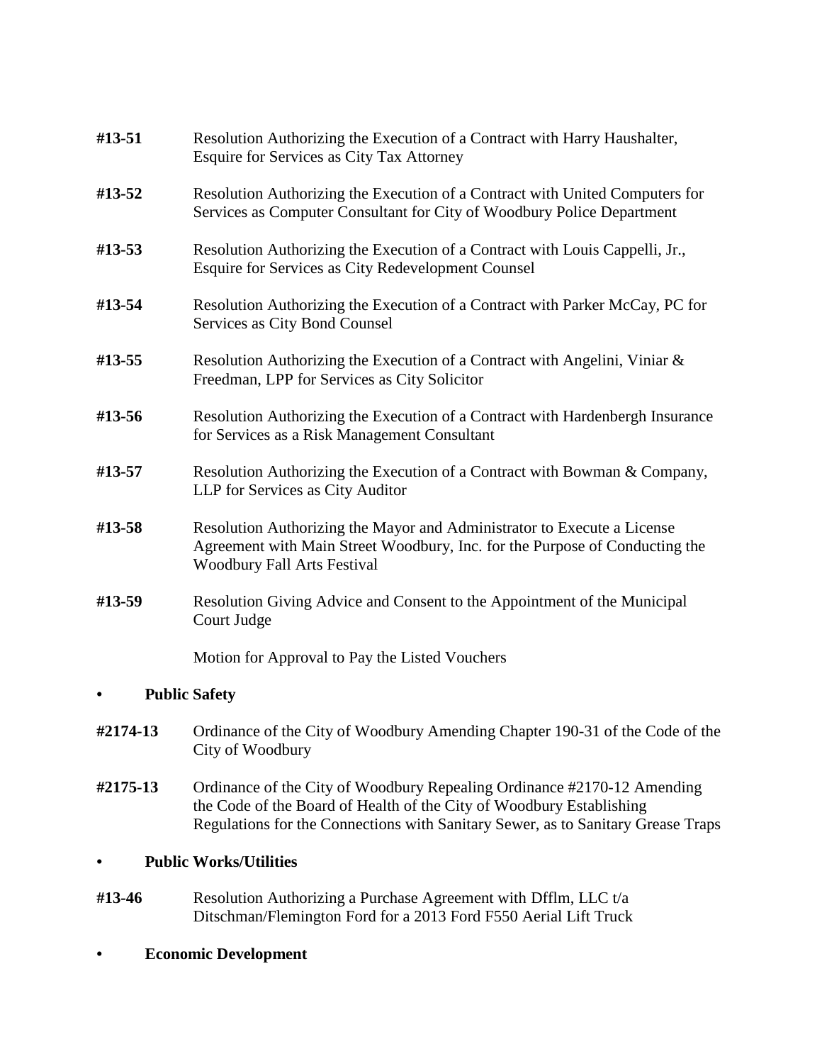**#13-51** Resolution Authorizing the Execution of a Contract with Harry Haushalter, Esquire for Services as City Tax Attorney

**#13-52** Resolution Authorizing the Execution of a Contract with United Computers for Services as Computer Consultant for City of Woodbury Police Department

**#13-53** Resolution Authorizing the Execution of a Contract with Louis Cappelli, Jr., Esquire for Services as City Redevelopment Counsel

**#13-54** Resolution Authorizing the Execution of a Contract with Parker McCay, PC for Services as City Bond Counsel

**#13-55** Resolution Authorizing the Execution of a Contract with Angelini, Viniar & Freedman, LPP for Services as City Solicitor

**#13-56** Resolution Authorizing the Execution of a Contract with Hardenbergh Insurance for Services as a Risk Management Consultant

**#13-57** Resolution Authorizing the Execution of a Contract with Bowman & Company, LLP for Services as City Auditor

**#13-58** Resolution Authorizing the Mayor and Administrator to Execute a License Agreement with Main Street Woodbury, Inc. for the Purpose of Conducting the Woodbury Fall Arts Festival

**#13-59** Resolution Giving Advice and Consent to the Appointment of the Municipal Court Judge

Motion for Approval to Pay the Listed Vouchers

- **Public Safety**

**#2174-13** Ordinance of the City of Woodbury Amending Chapter 190-31 of the Code of the City of Woodbury

**#2175-13** Ordinance of the City of Woodbury Repealing Ordinance #2170-12 Amending the Code of the Board of Health of the City of Woodbury Establishing Regulations for the Connections with Sanitary Sewer, as to Sanitary Grease Traps

- **Public Works/Utilities**

**#13-46** Resolution Authorizing a Purchase Agreement with Dfflm, LLC t/a Ditschman/Flemington Ford for a 2013 Ford F550 Aerial Lift Truck

- **Economic Development**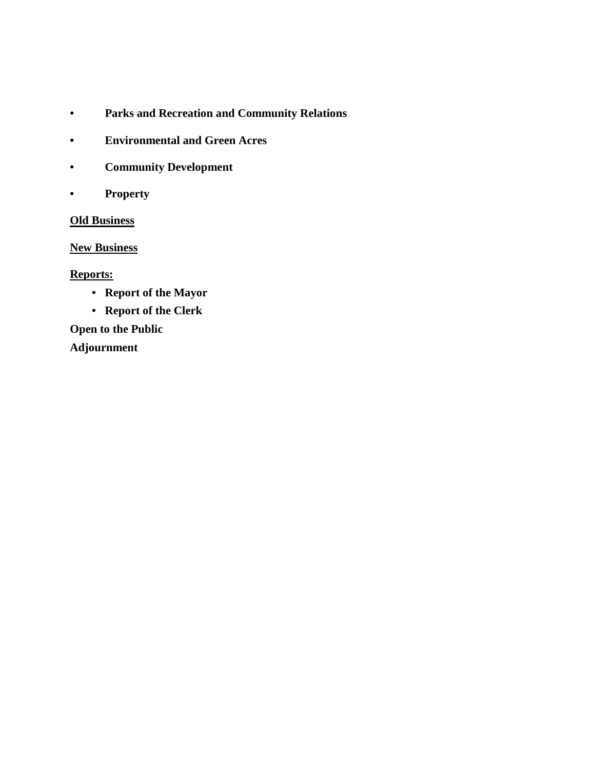- **Parks and Recreation and Community Relations**
- **Environmental and Green Acres**
- **Community Development**
- **Property**

**<u>Old Business</u>**

**<u>New Business</u>**

**<u>Reports:</u>**

- **Report of the Mayor**
- **Report of the Clerk**

**Open to the Public**

**Adjournment**